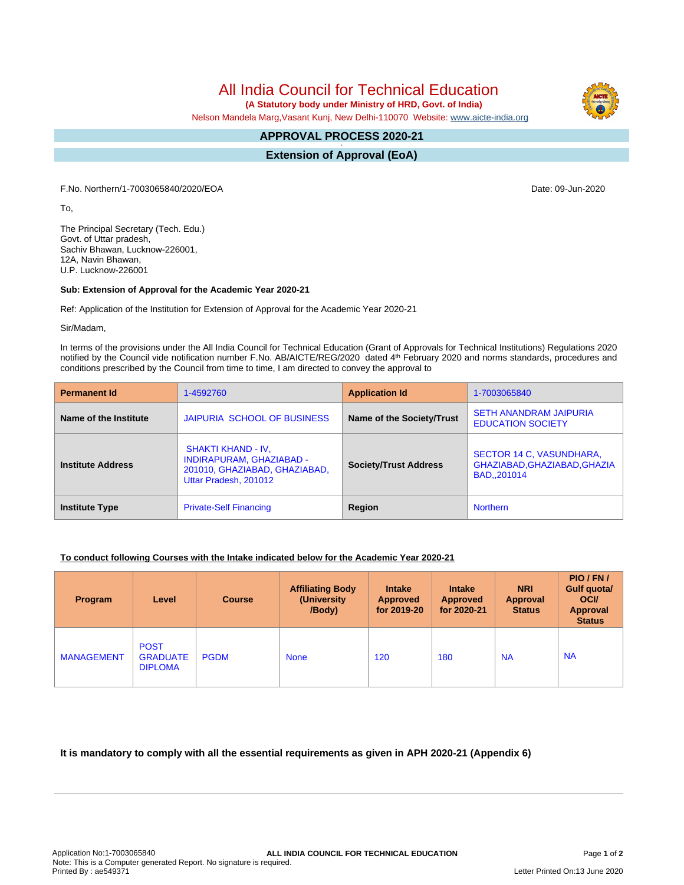# All India Council for Technical Education

**(A Statutory body under Ministry of HRD, Govt. of India)**

Nelson Mandela Marg,Vasant Kunj, New Delhi-110070 Website: www.aicte-india.org

## APPROVAL PROCESS 2020-21

## Extension of Approval (EoA)

F.No. Northern/1-7003065840/2020/EOA

Date: 09-Jun-2020

To,

The Principal Secretary (Tech. Edu.)
Govt. of Uttar pradesh,
Sachiv Bhawan, Lucknow-226001,
12A, Navin Bhawan,
U.P. Lucknow-226001

**Sub: Extension of Approval for the Academic Year 2020-21**

Ref: Application of the Institution for Extension of Approval for the Academic Year 2020-21

Sir/Madam,

In terms of the provisions under the All India Council for Technical Education (Grant of Approvals for Technical Institutions) Regulations 2020 notified by the Council vide notification number F.No. AB/AICTE/REG/2020 dated 4th February 2020 and norms standards, procedures and conditions prescribed by the Council from time to time, I am directed to convey the approval to

| **Permanent Id** | 1-4592760 | **Application Id** | 1-7003065840 |
|---|---|---|---|
| **Name of the Institute** | JAIPURIA SCHOOL OF BUSINESS | **Name of the Society/Trust** | SETH ANANDRAM JAIPURIA EDUCATION SOCIETY |
| **Institute Address** | SHAKTI KHAND - IV, INDIRAPURAM, GHAZIABAD - 201010, GHAZIABAD, GHAZIABAD, Uttar Pradesh, 201012 | **Society/Trust Address** | SECTOR 14 C, VASUNDHARA, GHAZIABAD,GHAZIABAD,GHAZIA BAD,,201014 |
| **Institute Type** | Private-Self Financing | **Region** | Northern |

**To conduct following Courses with the Intake indicated below for the Academic Year 2020-21**

| Program | Level | Course | Affiliating Body (University /Body) | Intake Approved for 2019-20 | Intake Approved for 2020-21 | NRI Approval Status | PIO / FN / Gulf quota/ OCI/ Approval Status |
|---|---|---|---|---|---|---|---|
| MANAGEMENT | POST GRADUATE DIPLOMA | PGDM | None | 120 | 180 | NA | NA |

**It is mandatory to comply with all the essential requirements as given in APH 2020-21 (Appendix 6)**

Application No:1-7003065840
Note: This is a Computer generated Report. No signature is required.
Printed By : ae549371

Letter Printed On:13 June 2020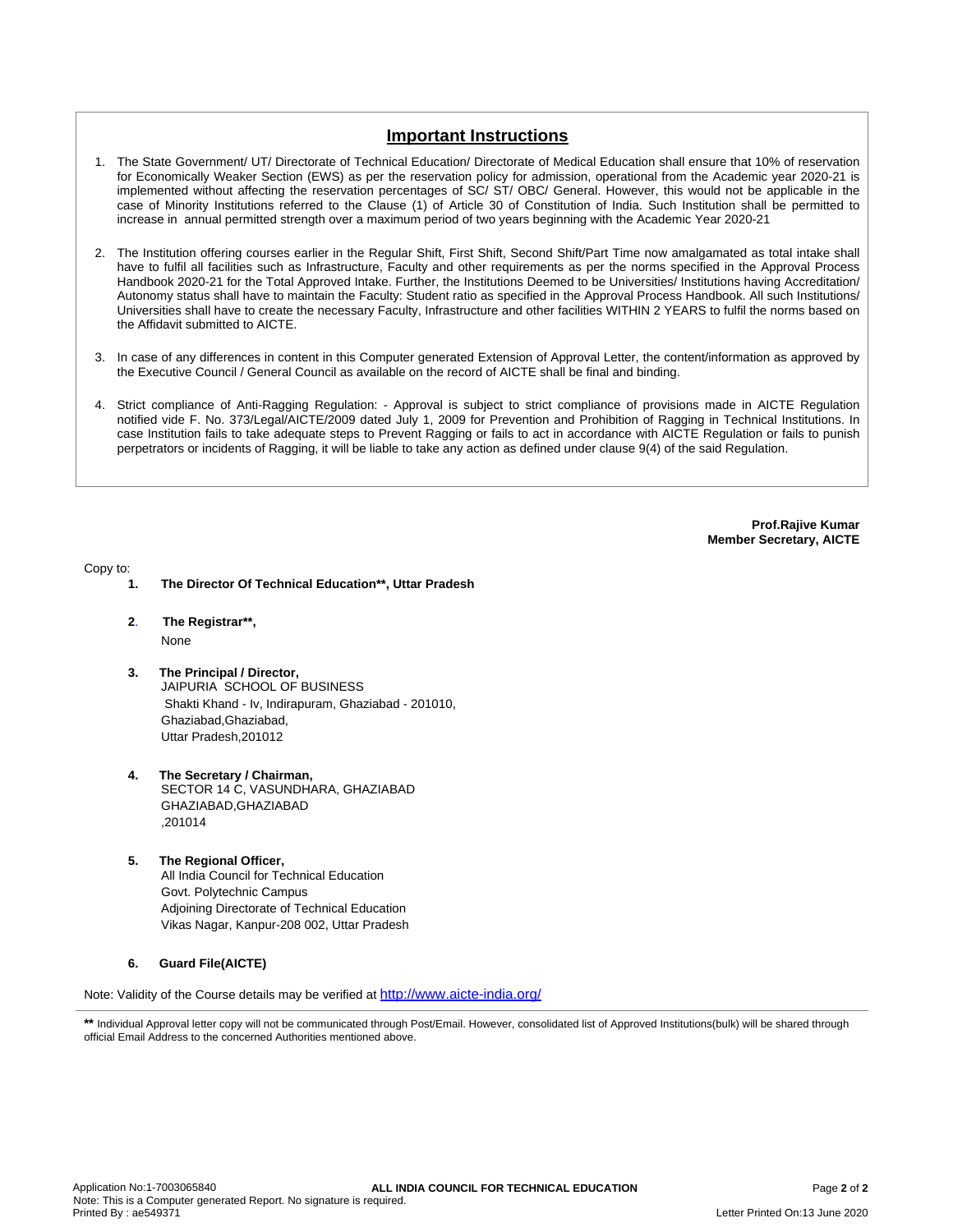## Important Instructions

1. The State Government/ UT/ Directorate of Technical Education/ Directorate of Medical Education shall ensure that 10% of reservation for Economically Weaker Section (EWS) as per the reservation policy for admission, operational from the Academic year 2020-21 is implemented without affecting the reservation percentages of SC/ ST/ OBC/ General. However, this would not be applicable in the case of Minority Institutions referred to the Clause (1) of Article 30 of Constitution of India. Such Institution shall be permitted to increase in annual permitted strength over a maximum period of two years beginning with the Academic Year 2020-21

2. The Institution offering courses earlier in the Regular Shift, First Shift, Second Shift/Part Time now amalgamated as total intake shall have to fulfil all facilities such as Infrastructure, Faculty and other requirements as per the norms specified in the Approval Process Handbook 2020-21 for the Total Approved Intake. Further, the Institutions Deemed to be Universities/ Institutions having Accreditation/ Autonomy status shall have to maintain the Faculty: Student ratio as specified in the Approval Process Handbook. All such Institutions/ Universities shall have to create the necessary Faculty, Infrastructure and other facilities WITHIN 2 YEARS to fulfil the norms based on the Affidavit submitted to AICTE.

3. In case of any differences in content in this Computer generated Extension of Approval Letter, the content/information as approved by the Executive Council / General Council as available on the record of AICTE shall be final and binding.

4. Strict compliance of Anti-Ragging Regulation: - Approval is subject to strict compliance of provisions made in AICTE Regulation notified vide F. No. 373/Legal/AICTE/2009 dated July 1, 2009 for Prevention and Prohibition of Ragging in Technical Institutions. In case Institution fails to take adequate steps to Prevent Ragging or fails to act in accordance with AICTE Regulation or fails to punish perpetrators or incidents of Ragging, it will be liable to take any action as defined under clause 9(4) of the said Regulation.

**Prof.Rajive Kumar**
**Member Secretary, AICTE**

Copy to:

1. **The Director Of Technical Education**, Uttar Pradesh**

2. **The Registrar**,**
   None

3. **The Principal / Director,**
   JAIPURIA SCHOOL OF BUSINESS
   Shakti Khand - Iv, Indirapuram, Ghaziabad - 201010,
   Ghaziabad,Ghaziabad,
   Uttar Pradesh,201012

4. **The Secretary / Chairman,**
   SECTOR 14 C, VASUNDHARA, GHAZIABAD
   GHAZIABAD,GHAZIABAD
   ,201014

5. **The Regional Officer,**
   All India Council for Technical Education
   Govt. Polytechnic Campus
   Adjoining Directorate of Technical Education
   Vikas Nagar, Kanpur-208 002, Uttar Pradesh

6. **Guard File(AICTE)**

Note: Validity of the Course details may be verified at http://www.aicte-india.org/

** Individual Approval letter copy will not be communicated through Post/Email. However, consolidated list of Approved Institutions(bulk) will be shared through official Email Address to the concerned Authorities mentioned above.

Application No:1-7003065840
Note: This is a Computer generated Report. No signature is required.
Printed By : ae549371

ALL INDIA COUNCIL FOR TECHNICAL EDUCATION

Letter Printed On:13 June 2020